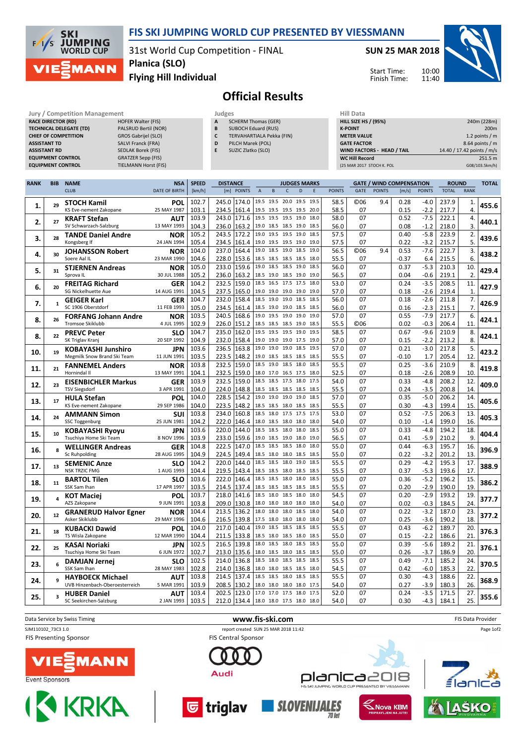# FIS SKI JUMPING WORLD CUP PRESENTED BY VIESSMANN

31st World Cup Competition - FINAL

**Planica (SLO)**

**Flying Hill Individual**

**SUN 25 MAR 2018**

Start Time: 10:00
Finish Time: 11:40

## Official Results

| Jury / Competition Management | |
|---|---|
| RACE DIRECTOR (RD) | HOFER Walter (FIS) |
| TECHNICAL DELEGATE (TD) | PALSRUD Bertil (NOR) |
| CHIEF OF COMPETITION | GROS Gabrijel (SLO) |
| ASSISTANT TD | SALVI Franck (FRA) |
| ASSISTANT RD | SEDLAK Borek (FIS) |
| EQUIPMENT CONTROL | GRATZER Sepp (FIS) |
| EQUIPMENT CONTROL | TIELMANN Horst (FIS) |

| Judges | |
|---|---|
| A | SCHERM Thomas (GER) |
| B | SUBOCH Eduard (RUS) |
| C | TERVAHARTIALA Pekka (FIN) |
| D | PILCH Marek (POL) |
| E | SUZIC Zlatko (SLO) |

| Hill Data | |
|---|---|
| HILL SIZE HS / (95%) | 240m (228m) |
| K-POINT | 200m |
| METER VALUE | 1.2 points / m |
| GATE FACTOR | 8.64 points / m |
| WIND FACTORS - HEAD / TAIL | 14.40 / 17.42 points / m/s |
| WC Hill Record | 251.5 m |
| (25 MAR 2017 STOCH K. POL | G08/103.5km/h) |

| RANK | BIB | NAME / CLUB | NSA / DATE OF BIRTH | SPEED [km/h] | DISTANCE [m] | DISTANCE POINTS | A | B | C | D | E | JUDGES POINTS | GATE | GATE POINTS | WIND [m/s] | WIND POINTS | ROUND TOTAL | ROUND RANK | TOTAL |
|---|---|---|---|---|---|---|---|---|---|---|---|---|---|---|---|---|---|---|---|
| 1. | 29 | **STOCH Kamil** | **POL** | 102.7 | 245.0 | 174.0 | 19.5 | 19.5 | 20.0 | 19.5 | 19.5 | 58.5 | ©06 | 9.4 | 0.28 | -4.0 | 237.9 | 1. | **455.6** |
| | | KS Eve-nement Zakopane | 25 MAY 1987 | 103.1 | 234.5 | 161.4 | 19.5 | 19.5 | 19.5 | 19.5 | 20.0 | 58.5 | 07 | | 0.15 | -2.2 | 217.7 | 4. | |
| 2. | 27 | **KRAFT Stefan** | **AUT** | 103.9 | 243.0 | 171.6 | 19.5 | 19.5 | 19.5 | 19.0 | 18.0 | 58.0 | 07 | | 0.52 | -7.5 | 222.1 | 4. | **440.1** |
| | | SV Schwarzach-Salzburg | 13 MAY 1993 | 104.3 | 236.0 | 163.2 | 19.0 | 18.5 | 18.5 | 19.0 | 18.5 | 56.0 | 07 | | 0.08 | -1.2 | 218.0 | 3. | |
| 3. | 28 | **TANDE Daniel Andre** | **NOR** | 105.2 | 243.5 | 172.2 | 19.0 | 19.5 | 19.5 | 19.0 | 18.5 | 57.5 | 07 | | 0.40 | -5.8 | 223.9 | 2. | **439.6** |
| | | Kongsberg If | 24 JAN 1994 | 105.4 | 234.5 | 161.4 | 19.0 | 19.5 | 19.5 | 19.0 | 19.0 | 57.5 | 07 | | 0.22 | -3.2 | 215.7 | 5. | |
| 4. | 30 | **JOHANSSON Robert** | **NOR** | 104.0 | 237.0 | 164.4 | 19.0 | 18.5 | 19.0 | 18.5 | 19.0 | 56.5 | ©06 | 9.4 | 0.53 | -7.6 | 222.7 | 3. | **438.2** |
| | | Soere Aal IL | 23 MAR 1990 | 104.6 | 228.0 | 153.6 | 18.5 | 18.5 | 18.5 | 18.5 | 18.0 | 55.5 | 07 | | -0.37 | 6.4 | 215.5 | 6. | |
| 5. | 31 | **STJERNEN Andreas** | **NOR** | 105.0 | 233.0 | 159.6 | 19.0 | 18.5 | 18.5 | 19.0 | 18.5 | 56.0 | 07 | | 0.37 | -5.3 | 210.3 | 10. | **429.4** |
| | | Sprova IL | 30 JUL 1988 | 105.2 | 236.0 | 163.2 | 18.5 | 19.0 | 18.5 | 19.0 | 19.0 | 56.5 | 07 | | 0.04 | -0.6 | 219.1 | 2. | |
| 6. | 20 | **FREITAG Richard** | **GER** | 104.2 | 232.5 | 159.0 | 18.5 | 16.5 | 17.5 | 17.5 | 18.0 | 53.0 | 07 | | 0.24 | -3.5 | 208.5 | 11. | **427.9** |
| | | SG Nickelhuette Aue | 14 AUG 1991 | 104.5 | 237.5 | 165.0 | 19.0 | 19.0 | 19.0 | 19.0 | 19.0 | 57.0 | 07 | | 0.18 | -2.6 | 219.4 | 1. | |
| 7. | 1 | **GEIGER Karl** | **GER** | 104.7 | 232.0 | 158.4 | 18.5 | 19.0 | 19.0 | 18.5 | 18.5 | 56.0 | 07 | | 0.18 | -2.6 | 211.8 | 7. | **426.9** |
| | | SC 1906 Oberstdorf | 11 FEB 1993 | 105.0 | 234.5 | 161.4 | 18.5 | 19.0 | 19.0 | 18.5 | 18.5 | 56.0 | 07 | | 0.16 | -2.3 | 215.1 | 7. | |
| 8. | 26 | **FORFANG Johann Andre** | **NOR** | 103.5 | 240.5 | 168.6 | 19.0 | 19.5 | 19.0 | 19.0 | 19.0 | 57.0 | 07 | | 0.55 | -7.9 | 217.7 | 6. | **424.1** |
| | | Tromsoe Skiklubb | 4 JUL 1995 | 102.9 | 226.0 | 151.2 | 18.5 | 18.5 | 18.5 | 18.5 | 18.5 | 55.5 | ©06 | | 0.02 | -0.3 | 206.4 | 11. | |
| 8. | 22 | **PREVC Peter** | **SLO** | 104.7 | 235.0 | 162.0 | 19.5 | 19.5 | 19.5 | 19.0 | 19.5 | 58.5 | 07 | | 0.67 | -9.6 | 210.9 | 8. | **424.1** |
| | | SK Triglav Kranj | 20 SEP 1992 | 104.9 | 232.0 | 158.4 | 19.0 | 19.0 | 19.0 | 17.5 | 19.0 | 57.0 | 07 | | 0.15 | -2.2 | 213.2 | 8. | |
| 10. | 19 | **KOBAYASHI Junshiro** | **JPN** | 103.6 | 236.5 | 163.8 | 19.0 | 19.0 | 19.0 | 18.5 | 19.5 | 57.0 | 07 | | 0.21 | -3.0 | 217.8 | 5. | **423.2** |
| | | Megmilk Snow Brand Ski Team | 11 JUN 1991 | 103.5 | 223.5 | 148.2 | 19.0 | 18.5 | 18.5 | 18.5 | 18.5 | 55.5 | 07 | | -0.10 | 1.7 | 205.4 | 12. | |
| 11. | 21 | **FANNEMEL Anders** | **NOR** | 103.8 | 232.5 | 159.0 | 18.5 | 19.0 | 18.5 | 18.0 | 18.5 | 55.5 | 07 | | 0.25 | -3.6 | 210.9 | 8. | **419.8** |
| | | Hornindal Il | 13 MAY 1991 | 104.1 | 232.5 | 159.0 | 18.0 | 17.0 | 16.5 | 17.5 | 18.0 | 52.5 | 07 | | 0.18 | -2.6 | 208.9 | 10. | |
| 12. | 23 | **EISENBICHLER Markus** | **GER** | 103.9 | 232.5 | 159.0 | 18.5 | 18.5 | 17.5 | 18.0 | 17.5 | 54.0 | 07 | | 0.33 | -4.8 | 208.2 | 12. | **409.0** |
| | | TSV Siegsdorf | 3 APR 1991 | 104.0 | 224.0 | 148.8 | 18.5 | 18.5 | 18.5 | 18.5 | 18.5 | 55.5 | 07 | | 0.24 | -3.5 | 200.8 | 14. | |
| 13. | 17 | **HULA Stefan** | **POL** | 104.0 | 228.5 | 154.2 | 19.0 | 19.0 | 19.0 | 19.0 | 18.5 | 57.0 | 07 | | 0.35 | -5.0 | 206.2 | 14. | **405.6** |
| | | KS Eve-nement Zakopane | 29 SEP 1986 | 104.0 | 223.5 | 148.2 | 18.5 | 18.5 | 18.0 | 18.5 | 18.5 | 55.5 | 07 | | 0.30 | -4.3 | 199.4 | 15. | |
| 14. | 24 | **AMMANN Simon** | **SUI** | 103.8 | 234.0 | 160.8 | 18.5 | 18.0 | 17.5 | 17.5 | 17.5 | 53.0 | 07 | | 0.52 | -7.5 | 206.3 | 13. | **405.3** |
| | | SSC Toggenburg | 25 JUN 1981 | 104.2 | 222.0 | 146.4 | 18.0 | 18.5 | 18.0 | 18.0 | 18.0 | 54.0 | 07 | | 0.10 | -1.4 | 199.0 | 16. | |
| 15. | 10 | **KOBAYASHI Ryoyu** | **JPN** | 103.6 | 220.0 | 144.0 | 18.5 | 18.5 | 18.0 | 18.0 | 18.5 | 55.0 | 07 | | 0.33 | -4.8 | 194.2 | 18. | **404.4** |
| | | Tsuchiya Home Ski Team | 8 NOV 1996 | 103.9 | 233.0 | 159.6 | 19.0 | 18.5 | 19.0 | 18.0 | 19.0 | 56.5 | 07 | | 0.41 | -5.9 | 210.2 | 9. | |
| 16. | 8 | **WELLINGER Andreas** | **GER** | 104.8 | 222.5 | 147.0 | 18.5 | 18.5 | 18.5 | 18.0 | 18.0 | 55.0 | 07 | | 0.44 | -6.3 | 195.7 | 16. | **396.9** |
| | | Sc Ruhpolding | 28 AUG 1995 | 104.9 | 224.5 | 149.4 | 18.5 | 18.0 | 18.0 | 18.5 | 18.5 | 55.0 | 07 | | 0.22 | -3.2 | 201.2 | 13. | |
| 17. | 13 | **SEMENIC Anze** | **SLO** | 104.2 | 220.0 | 144.0 | 18.5 | 18.5 | 18.0 | 19.0 | 18.5 | 55.5 | 07 | | 0.29 | -4.2 | 195.3 | 17. | **388.9** |
| | | NSK TRZIC FMG | 1 AUG 1993 | 104.4 | 219.5 | 143.4 | 18.5 | 18.5 | 18.0 | 18.5 | 18.5 | 55.5 | 07 | | 0.37 | -5.3 | 193.6 | 17. | |
| 18. | 11 | **BARTOL Tilen** | **SLO** | 103.6 | 222.0 | 146.4 | 18.5 | 18.5 | 18.0 | 18.0 | 18.5 | 55.0 | 07 | | 0.36 | -5.2 | 196.2 | 15. | **386.2** |
| | | SSK Sam Ihan | 17 APR 1997 | 103.5 | 214.5 | 137.4 | 18.5 | 18.5 | 18.5 | 18.5 | 18.5 | 55.5 | 07 | | 0.20 | -2.9 | 190.0 | 19. | |
| 19. | 4 | **KOT Maciej** | **POL** | 103.7 | 218.0 | 141.6 | 18.5 | 18.0 | 18.5 | 18.0 | 18.0 | 54.5 | 07 | | 0.20 | -2.9 | 193.2 | 19. | **377.7** |
| | | AZS Zakopane | 9 JUN 1991 | 103.8 | 209.0 | 130.8 | 18.0 | 18.0 | 18.0 | 18.0 | 18.0 | 54.0 | 07 | | 0.02 | -0.3 | 184.5 | 24. | |
| 20. | 12 | **GRANERUD Halvor Egner** | **NOR** | 104.4 | 213.5 | 136.2 | 18.0 | 18.0 | 18.0 | 18.5 | 18.0 | 54.0 | 07 | | 0.22 | -3.2 | 187.0 | 23. | **377.2** |
| | | Asker Skiklubb | 29 MAY 1996 | 104.6 | 216.5 | 139.8 | 18.0 | 18.0 | 18.0 | 18.0 | 18.0 | 54.0 | 07 | | 0.25 | -3.6 | 190.2 | 18. | |
| 21. | 18 | **KUBACKI Dawid** | **POL** | 104.0 | 217.0 | 140.4 | 19.0 | 18.5 | 18.5 | 18.5 | 18.5 | 55.5 | 07 | | 0.43 | -6.2 | 189.7 | 20. | **376.3** |
| | | TS Wisla Zakopane | 12 MAR 1990 | 104.4 | 211.5 | 133.8 | 18.5 | 18.0 | 18.5 | 18.0 | 18.5 | 55.0 | 07 | | 0.15 | -2.2 | 186.6 | 21. | |
| 22. | 25 | **KASAI Noriaki** | **JPN** | 102.5 | 216.5 | 139.8 | 18.0 | 18.5 | 18.0 | 18.5 | 18.5 | 55.0 | 07 | | 0.39 | -5.6 | 189.2 | 21. | **376.1** |
| | | Tsuchiya Home Ski Team | 6 JUN 1972 | 102.7 | 213.0 | 135.6 | 18.0 | 18.5 | 18.0 | 18.5 | 18.5 | 55.0 | 07 | | 0.26 | -3.7 | 186.9 | 20. | |
| 23. | 6 | **DAMJAN Jernej** | **SLO** | 102.5 | 214.0 | 136.8 | 18.5 | 18.0 | 18.5 | 18.5 | 18.5 | 55.5 | 07 | | 0.49 | -7.1 | 185.2 | 24. | **370.5** |
| | | SSK Sam Ihan | 28 MAY 1983 | 102.8 | 214.0 | 136.8 | 17.5 | 18.0 | 18.0 | 18.5 | 18.0 | 54.5 | 07 | | 0.42 | -6.0 | 185.3 | 22. | |
| 24. | 9 | **HAYBOECK Michael** | **AUT** | 103.8 | 214.5 | 137.4 | 18.5 | 18.5 | 18.0 | 18.5 | 18.5 | 55.5 | 07 | | 0.30 | -4.3 | 188.6 | 22. | **368.9** |
| | | UVB Hinzenbach-Oberoesterreich | 5 MAR 1991 | 103.9 | 208.5 | 130.2 | 18.0 | 18.0 | 18.0 | 18.0 | 17.5 | 54.0 | 07 | | 0.27 | -3.9 | 180.3 | 26. | |
| 25. | 3 | **HUBER Daniel** | **AUT** | 103.4 | 202.5 | 123.0 | 17.0 | 17.0 | 17.5 | 18.0 | 17.5 | 52.0 | 07 | | 0.24 | -3.5 | 171.5 | 27. | **355.6** |
| | | SC Seekirchen-Salzburg | 2 JAN 1993 | 103.5 | 212.0 | 134.4 | 18.0 | 18.0 | 17.5 | 18.0 | 18.0 | 54.0 | 07 | | 0.30 | -4.3 | 184.1 | 25. | |

Data Service by Swiss Timing — www.fis-ski.com — FIS Data Provider

SJM110102_73C3 1.0 — report created SUN 25 MAR 2018 11:42

FIS Presenting Sponsor — FIS Central Sponsor — Event Sponsors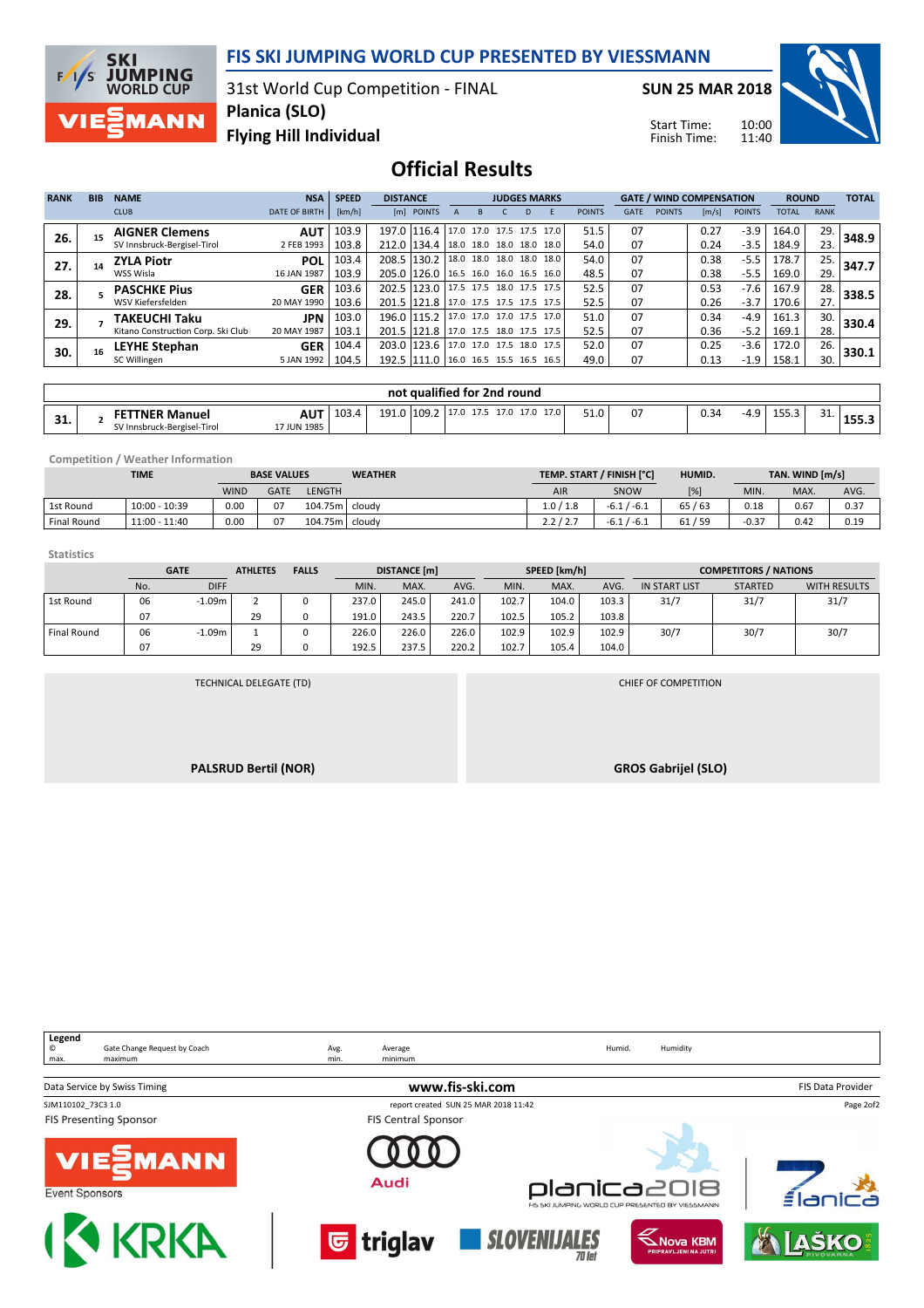# FIS SKI JUMPING WORLD CUP PRESENTED BY VIESSMANN

31st World Cup Competition - FINAL

Planica (SLO)

Flying Hill Individual

**SUN 25 MAR 2018**

Start Time: 10:00
Finish Time: 11:40

## Official Results

| RANK | BIB | NAME / CLUB | NSA / DATE OF BIRTH | SPEED [km/h] | DISTANCE [m] | DISTANCE POINTS | A | B | C | D | E | JUDGES POINTS | GATE | GATE POINTS | WIND [m/s] | WIND POINTS | ROUND TOTAL | ROUND RANK | TOTAL |
|---|---|---|---|---|---|---|---|---|---|---|---|---|---|---|---|---|---|---|---|
| 26. | 15 | **AIGNER Clemens** SV Innsbruck-Bergisel-Tirol | AUT 2 FEB 1993 | 103.9 | 197.0 | 116.4 | 17.0 | 17.0 | 17.5 | 17.5 | 17.0 | 51.5 | 07 | | 0.27 | -3.9 | 164.0 | 29. | 348.9 |
| | | | | 103.8 | 212.0 | 134.4 | 18.0 | 18.0 | 18.0 | 18.0 | 18.0 | 54.0 | 07 | | 0.24 | -3.5 | 184.9 | 23. | |
| 27. | 14 | **ZYLA Piotr** WSS Wisla | POL 16 JAN 1987 | 103.4 | 208.5 | 130.2 | 18.0 | 18.0 | 18.0 | 18.0 | 18.0 | 54.0 | 07 | | 0.38 | -5.5 | 178.7 | 25. | 347.7 |
| | | | | 103.9 | 205.0 | 126.0 | 16.5 | 16.0 | 16.0 | 16.5 | 16.0 | 48.5 | 07 | | 0.38 | -5.5 | 169.0 | 29. | |
| 28. | 5 | **PASCHKE Pius** WSV Kiefersfelden | GER 20 MAY 1990 | 103.6 | 202.5 | 123.0 | 17.5 | 17.5 | 18.0 | 17.5 | 17.5 | 52.5 | 07 | | 0.53 | -7.6 | 167.9 | 28. | 338.5 |
| | | | | 103.6 | 201.5 | 121.8 | 17.0 | 17.5 | 17.5 | 17.5 | 17.5 | 52.5 | 07 | | 0.26 | -3.7 | 170.6 | 27. | |
| 29. | 7 | **TAKEUCHI Taku** Kitano Construction Corp. Ski Club | JPN 20 MAY 1987 | 103.0 | 196.0 | 115.2 | 17.0 | 17.0 | 17.0 | 17.5 | 17.0 | 51.0 | 07 | | 0.34 | -4.9 | 161.3 | 30. | 330.4 |
| | | | | 103.1 | 201.5 | 121.8 | 17.0 | 17.5 | 18.0 | 17.5 | 17.5 | 52.5 | 07 | | 0.36 | -5.2 | 169.1 | 28. | |
| 30. | 16 | **LEYHE Stephan** SC Willingen | GER 5 JAN 1992 | 104.4 | 203.0 | 123.6 | 17.0 | 17.0 | 17.5 | 18.0 | 17.5 | 52.0 | 07 | | 0.25 | -3.6 | 172.0 | 26. | 330.1 |
| | | | | 104.5 | 192.5 | 111.0 | 16.0 | 16.5 | 15.5 | 16.5 | 16.5 | 49.0 | 07 | | 0.13 | -1.9 | 158.1 | 30. | |

**not qualified for 2nd round**

| RANK | BIB | NAME / CLUB | NSA / DATE OF BIRTH | SPEED [km/h] | DISTANCE [m] | DISTANCE POINTS | A | B | C | D | E | JUDGES POINTS | GATE | GATE POINTS | WIND [m/s] | WIND POINTS | ROUND TOTAL | ROUND RANK | TOTAL |
|---|---|---|---|---|---|---|---|---|---|---|---|---|---|---|---|---|---|---|---|
| 31. | 2 | **FETTNER Manuel** SV Innsbruck-Bergisel-Tirol | AUT 17 JUN 1985 | 103.4 | 191.0 | 109.2 | 17.0 | 17.5 | 17.0 | 17.0 | 17.0 | 51.0 | 07 | | 0.34 | -4.9 | 155.3 | 31. | 155.3 |

### Competition / Weather Information

| | TIME | BASE VALUES WIND | BASE VALUES GATE | BASE VALUES LENGTH | WEATHER | TEMP. START / FINISH [°C] AIR | TEMP. START / FINISH [°C] SNOW | HUMID. [%] | TAN. WIND [m/s] MIN. | TAN. WIND [m/s] MAX. | TAN. WIND [m/s] AVG. |
|---|---|---|---|---|---|---|---|---|---|---|---|
| 1st Round | 10:00 - 10:39 | 0.00 | 07 | 104.75m | cloudy | 1.0 / 1.8 | -6.1 / -6.1 | 65 / 63 | 0.18 | 0.67 | 0.37 |
| Final Round | 11:00 - 11:40 | 0.00 | 07 | 104.75m | cloudy | 2.2 / 2.7 | -6.1 / -6.1 | 61 / 59 | -0.37 | 0.42 | 0.19 |

### Statistics

| | GATE No. | GATE DIFF | ATHLETES | FALLS | DISTANCE [m] MIN. | DISTANCE [m] MAX. | DISTANCE [m] AVG. | SPEED [km/h] MIN. | SPEED [km/h] MAX. | SPEED [km/h] AVG. | IN START LIST | STARTED | WITH RESULTS |
|---|---|---|---|---|---|---|---|---|---|---|---|---|---|
| 1st Round | 06 | -1.09m | 2 | 0 | 237.0 | 245.0 | 241.0 | 102.7 | 104.0 | 103.3 | 31/7 | 31/7 | 31/7 |
| | 07 | | 29 | 0 | 191.0 | 243.5 | 220.7 | 102.5 | 105.2 | 103.8 | | | |
| Final Round | 06 | -1.09m | 1 | 0 | 226.0 | 226.0 | 226.0 | 102.9 | 102.9 | 102.9 | 30/7 | 30/7 | 30/7 |
| | 07 | | 29 | 0 | 192.5 | 237.5 | 220.2 | 102.7 | 105.4 | 104.0 | | | |

TECHNICAL DELEGATE (TD)

**PALSRUD Bertil (NOR)**

CHIEF OF COMPETITION

**GROS Gabrijel (SLO)**

**Legend**

| | | | | | |
|---|---|---|---|---|---|
| © | Gate Change Request by Coach | Avg. | Average | Humid. | Humidity |
| max. | maximum | min. | minimum | | |

Data Service by Swiss Timing — www.fis-ski.com — FIS Data Provider

SJM110102_73C3 1.0 — report created SUN 25 MAR 2018 11:42

FIS Presenting Sponsor: VIESSMANN

FIS Central Sponsor: Audi

Event Sponsors: KRKA, triglav, SLOVENIJALES, Nova KBM, LAŠKO